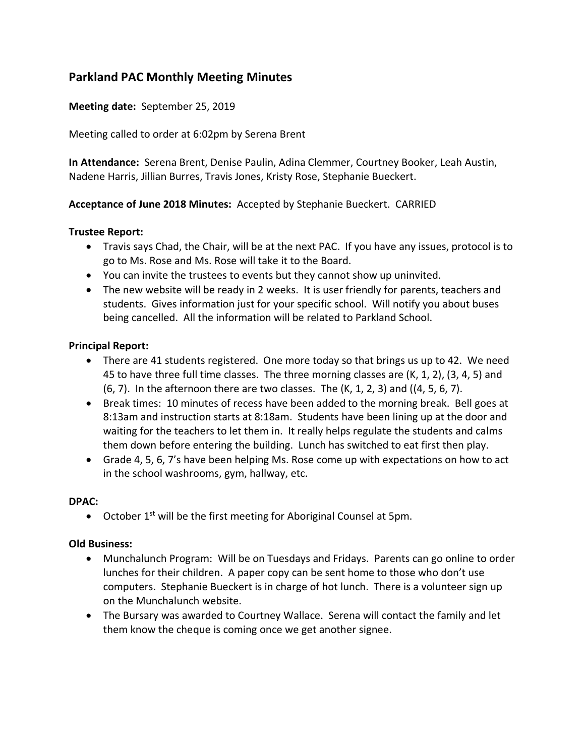## Parkland PAC Monthly Meeting Minutes

**Meeting date:** September 25, 2019

Meeting called to order at 6:02pm by Serena Brent

**In Attendance:** Serena Brent, Denise Paulin, Adina Clemmer, Courtney Booker, Leah Austin, Nadene Harris, Jillian Burres, Travis Jones, Kristy Rose, Stephanie Bueckert.

**Acceptance of June 2018 Minutes:** Accepted by Stephanie Bueckert. CARRIED

**Trustee Report:**

- Travis says Chad, the Chair, will be at the next PAC. If you have any issues, protocol is to go to Ms. Rose and Ms. Rose will take it to the Board.
- You can invite the trustees to events but they cannot show up uninvited.
- The new website will be ready in 2 weeks. It is user friendly for parents, teachers and students. Gives information just for your specific school. Will notify you about buses being cancelled. All the information will be related to Parkland School.

**Principal Report:**

- There are 41 students registered. One more today so that brings us up to 42. We need 45 to have three full time classes. The three morning classes are (K, 1, 2), (3, 4, 5) and (6, 7). In the afternoon there are two classes. The (K, 1, 2, 3) and ((4, 5, 6, 7).
- Break times: 10 minutes of recess have been added to the morning break. Bell goes at 8:13am and instruction starts at 8:18am. Students have been lining up at the door and waiting for the teachers to let them in. It really helps regulate the students and calms them down before entering the building. Lunch has switched to eat first then play.
- Grade 4, 5, 6, 7's have been helping Ms. Rose come up with expectations on how to act in the school washrooms, gym, hallway, etc.

**DPAC:**

- October 1st will be the first meeting for Aboriginal Counsel at 5pm.

**Old Business:**

- Munchalunch Program: Will be on Tuesdays and Fridays. Parents can go online to order lunches for their children. A paper copy can be sent home to those who don't use computers. Stephanie Bueckert is in charge of hot lunch. There is a volunteer sign up on the Munchalunch website.
- The Bursary was awarded to Courtney Wallace. Serena will contact the family and let them know the cheque is coming once we get another signee.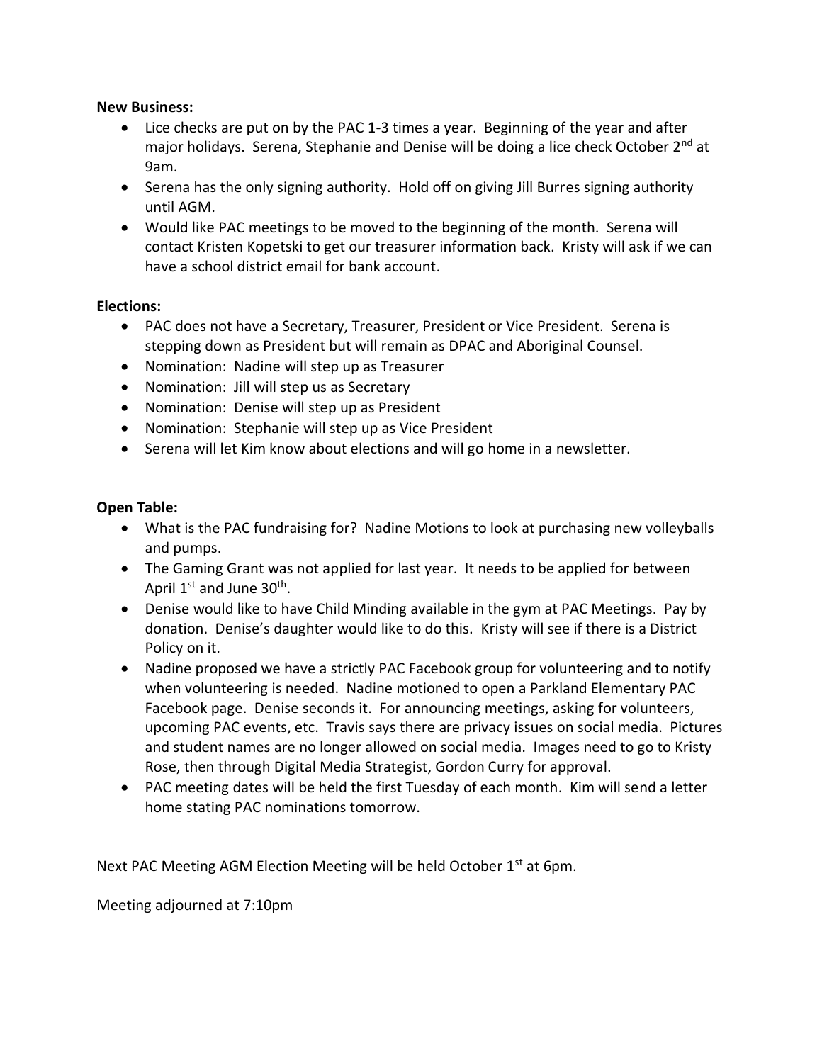**New Business:**

- Lice checks are put on by the PAC 1-3 times a year. Beginning of the year and after major holidays. Serena, Stephanie and Denise will be doing a lice check October 2nd at 9am.
- Serena has the only signing authority. Hold off on giving Jill Burres signing authority until AGM.
- Would like PAC meetings to be moved to the beginning of the month. Serena will contact Kristen Kopetski to get our treasurer information back. Kristy will ask if we can have a school district email for bank account.

**Elections:**

- PAC does not have a Secretary, Treasurer, President or Vice President. Serena is stepping down as President but will remain as DPAC and Aboriginal Counsel.
- Nomination: Nadine will step up as Treasurer
- Nomination: Jill will step us as Secretary
- Nomination: Denise will step up as President
- Nomination: Stephanie will step up as Vice President
- Serena will let Kim know about elections and will go home in a newsletter.

**Open Table:**

- What is the PAC fundraising for? Nadine Motions to look at purchasing new volleyballs and pumps.
- The Gaming Grant was not applied for last year. It needs to be applied for between April 1st and June 30th.
- Denise would like to have Child Minding available in the gym at PAC Meetings. Pay by donation. Denise's daughter would like to do this. Kristy will see if there is a District Policy on it.
- Nadine proposed we have a strictly PAC Facebook group for volunteering and to notify when volunteering is needed. Nadine motioned to open a Parkland Elementary PAC Facebook page. Denise seconds it. For announcing meetings, asking for volunteers, upcoming PAC events, etc. Travis says there are privacy issues on social media. Pictures and student names are no longer allowed on social media. Images need to go to Kristy Rose, then through Digital Media Strategist, Gordon Curry for approval.
- PAC meeting dates will be held the first Tuesday of each month. Kim will send a letter home stating PAC nominations tomorrow.

Next PAC Meeting AGM Election Meeting will be held October 1st at 6pm.

Meeting adjourned at 7:10pm